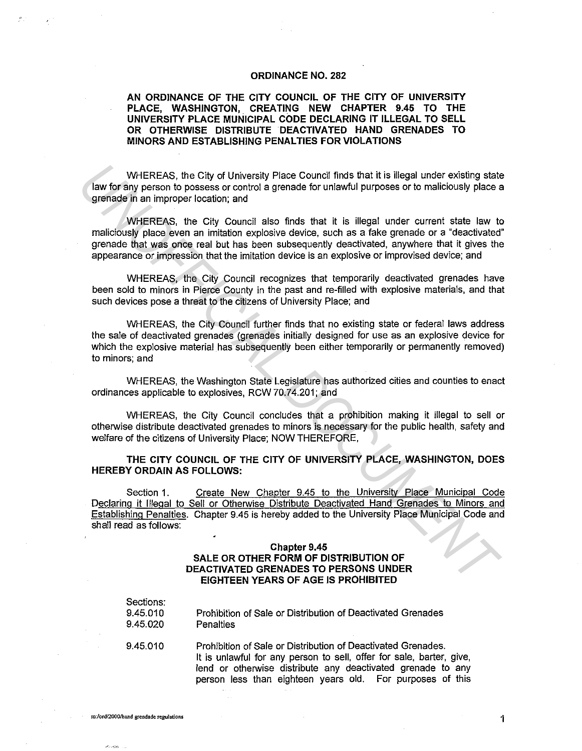**ORDINANCE NO. 282**

**AN ORDINANCE OF THE CITY COUNCIL OF THE CITY OF UNIVERSITY PLACE, WASHINGTON, CREATING NEW CHAPTER 9.45 TO THE UNIVERSITY PLACE MUNICIPAL CODE DECLARING IT ILLEGAL TO SELL OR OTHERWISE DISTRIBUTE DEACTIVATED HAND GRENADES TO MINORS AND ESTABLISHING PENALTIES FOR VIOLATIONS**

WHEREAS, the City of University Place Council finds that it is illegal under existing state law for any person to possess or control a grenade for unlawful purposes or to maliciously place a grenade in an improper location; and

WHEREAS, the City Council also finds that it is illegal under current state law to maliciously place even an imitation explosive device, such as a fake grenade or a "deactivated" grenade that was once real but has been subsequently deactivated, anywhere that it gives the appearance or impression that the imitation device is an explosive or improvised device; and

WHEREAS, the City Council recognizes that temporarily deactivated grenades have been sold to minors in Pierce County in the past and re-filled with explosive materials, and that such devices pose a threat to the citizens of University Place; and

WHEREAS, the City Council further finds that no existing state or federal laws address the sale of deactivated grenades (grenades initially designed for use as an explosive device for which the explosive material has subsequently been either temporarily or permanently removed) to minors; and

WHEREAS, the Washington State Legislature has authorized cities and counties to enact ordinances applicable to explosives, RCW 70.74.201; and

WHEREAS, the City Council concludes that a prohibition making it illegal to sell or otherwise distribute deactivated grenades to minors is necessary for the public health, safety and welfare of the citizens of University Place; NOW THEREFORE,

**THE CITY COUNCIL OF THE CITY OF UNIVERSITY PLACE, WASHINGTON, DOES HEREBY ORDAIN AS FOLLOWS:**

Section 1. Create New Chapter 9.45 to the University Place Municipal Code Declaring it Illegal to Sell or Otherwise Distribute Deactivated Hand Grenades to Minors and Establishing Penalties. Chapter 9.45 is hereby added to the University Place Municipal Code and shall read as follows:

**Chapter 9.45**
**SALE OR OTHER FORM OF DISTRIBUTION OF DEACTIVATED GRENADES TO PERSONS UNDER EIGHTEEN YEARS OF AGE IS PROHIBITED**

Sections:
9.45.010 Prohibition of Sale or Distribution of Deactivated Grenades
9.45.020 Penalties

9.45.010 Prohibition of Sale or Distribution of Deactivated Grenades.
It is unlawful for any person to sell, offer for sale, barter, give, lend or otherwise distribute any deactivated grenade to any person less than eighteen years old. For purposes of this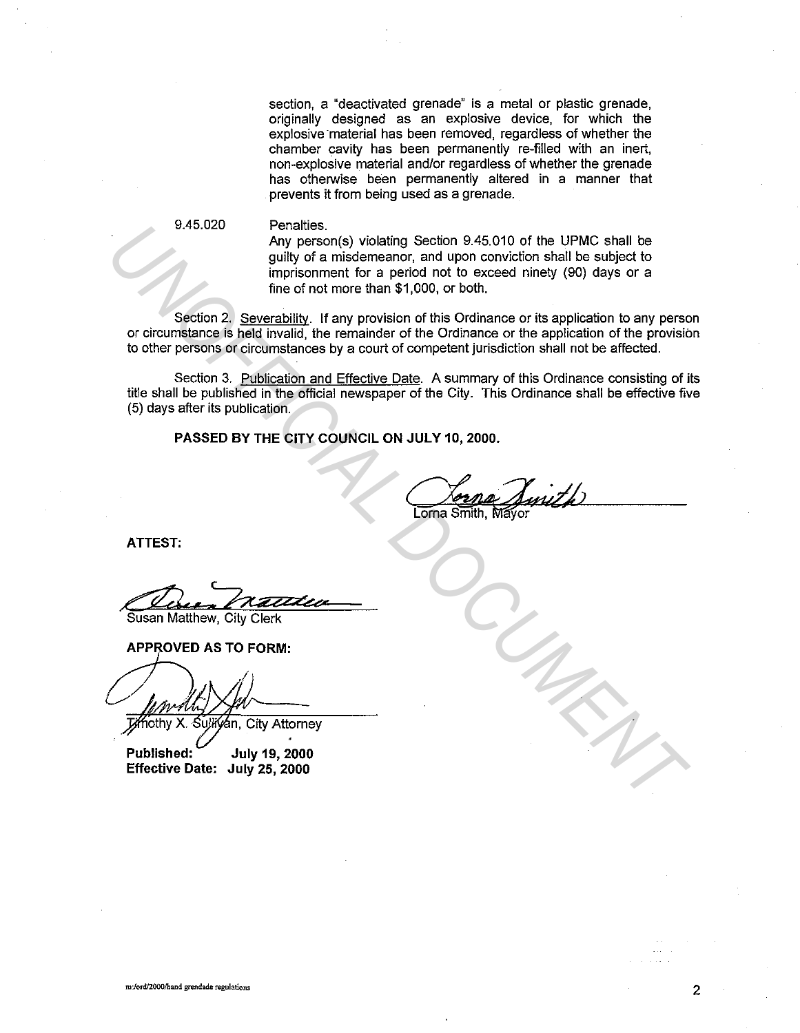section, a "deactivated grenade" is a metal or plastic grenade, originally designed as an explosive device, for which the explosive material has been removed, regardless of whether the chamber cavity has been permanently re-filled with an inert, non-explosive material and/or regardless of whether the grenade has otherwise been permanently altered in a manner that prevents it from being used as a grenade.

9.45.020 Penalties.

Any person(s) violating Section 9.45.010 of the UPMC shall be guilty of a misdemeanor, and upon conviction shall be subject to imprisonment for a period not to exceed ninety (90) days or a fine of not more than $1,000, or both.

Section 2. <u>Severability</u>. If any provision of this Ordinance or its application to any person or circumstance is held invalid, the remainder of the Ordinance or the application of the provision to other persons or circumstances by a court of competent jurisdiction shall not be affected.

Section 3. <u>Publication and Effective Date</u>. A summary of this Ordinance consisting of its title shall be published in the official newspaper of the City. This Ordinance shall be effective five (5) days after its publication.

**PASSED BY THE CITY COUNCIL ON JULY 10, 2000.**

Lorna Smith, Mayor

**ATTEST:**

Susan Matthew, City Clerk

**APPROVED AS TO FORM:**

Timothy X. Sullivan, City Attorney

**Published:** **July 19, 2000**
**Effective Date:** **July 25, 2000**

UNOFFICIAL DOCUMENT

m:/ord/2000/band grendade regulations